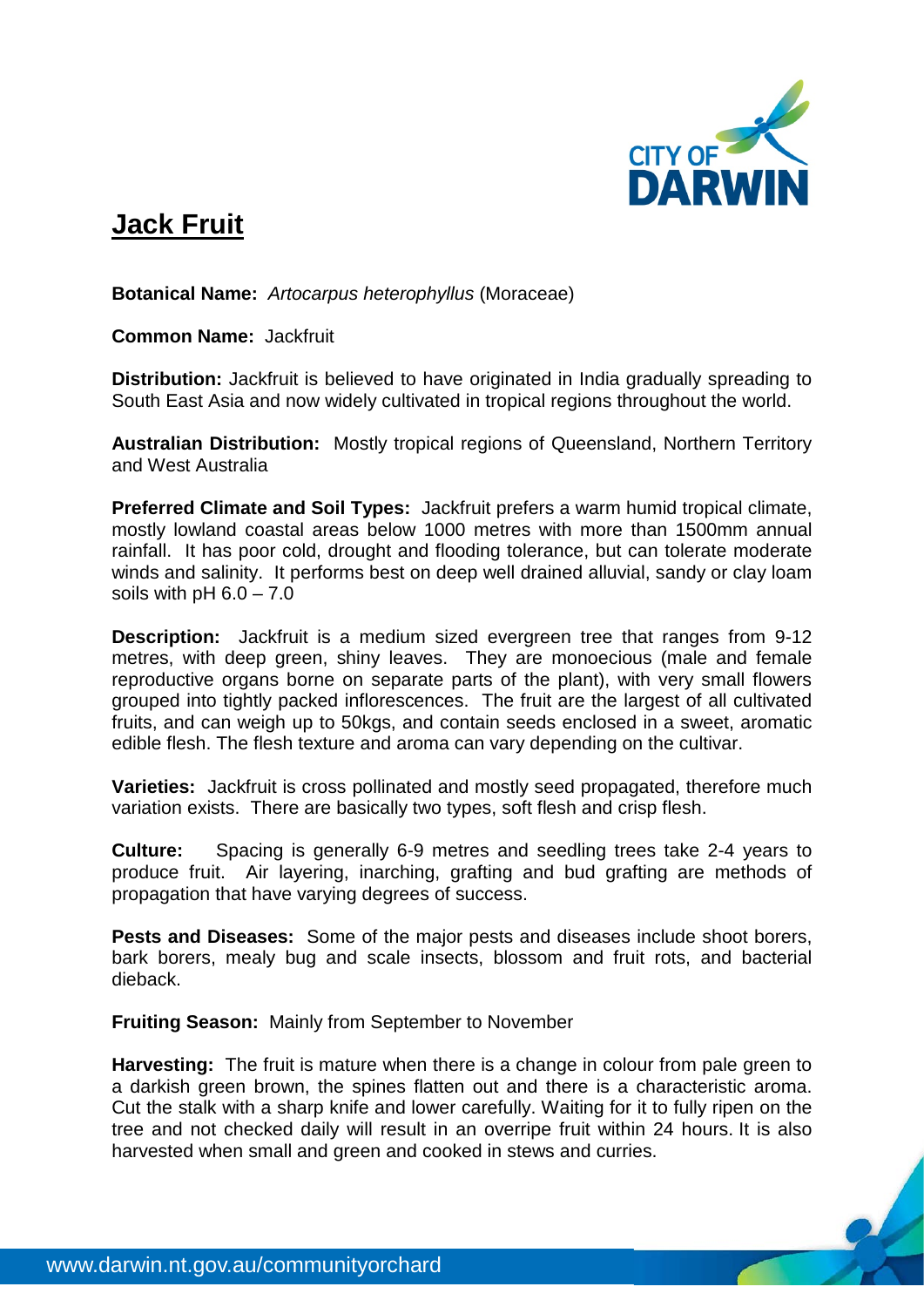# Jack Fruit

**Botanical Name:** *Artocarpus heterophyllus* (Moraceae)

**Common Name:** Jackfruit

**Distribution:** Jackfruit is believed to have originated in India gradually spreading to South East Asia and now widely cultivated in tropical regions throughout the world.

**Australian Distribution:** Mostly tropical regions of Queensland, Northern Territory and West Australia

**Preferred Climate and Soil Types:** Jackfruit prefers a warm humid tropical climate, mostly lowland coastal areas below 1000 metres with more than 1500mm annual rainfall. It has poor cold, drought and flooding tolerance, but can tolerate moderate winds and salinity. It performs best on deep well drained alluvial, sandy or clay loam soils with pH 6.0 – 7.0

**Description:** Jackfruit is a medium sized evergreen tree that ranges from 9-12 metres, with deep green, shiny leaves. They are monoecious (male and female reproductive organs borne on separate parts of the plant), with very small flowers grouped into tightly packed inflorescences. The fruit are the largest of all cultivated fruits, and can weigh up to 50kgs, and contain seeds enclosed in a sweet, aromatic edible flesh. The flesh texture and aroma can vary depending on the cultivar.

**Varieties:** Jackfruit is cross pollinated and mostly seed propagated, therefore much variation exists. There are basically two types, soft flesh and crisp flesh.

**Culture:** Spacing is generally 6-9 metres and seedling trees take 2-4 years to produce fruit. Air layering, inarching, grafting and bud grafting are methods of propagation that have varying degrees of success.

**Pests and Diseases:** Some of the major pests and diseases include shoot borers, bark borers, mealy bug and scale insects, blossom and fruit rots, and bacterial dieback.

**Fruiting Season:** Mainly from September to November

**Harvesting:** The fruit is mature when there is a change in colour from pale green to a darkish green brown, the spines flatten out and there is a characteristic aroma. Cut the stalk with a sharp knife and lower carefully. Waiting for it to fully ripen on the tree and not checked daily will result in an overripe fruit within 24 hours. It is also harvested when small and green and cooked in stews and curries.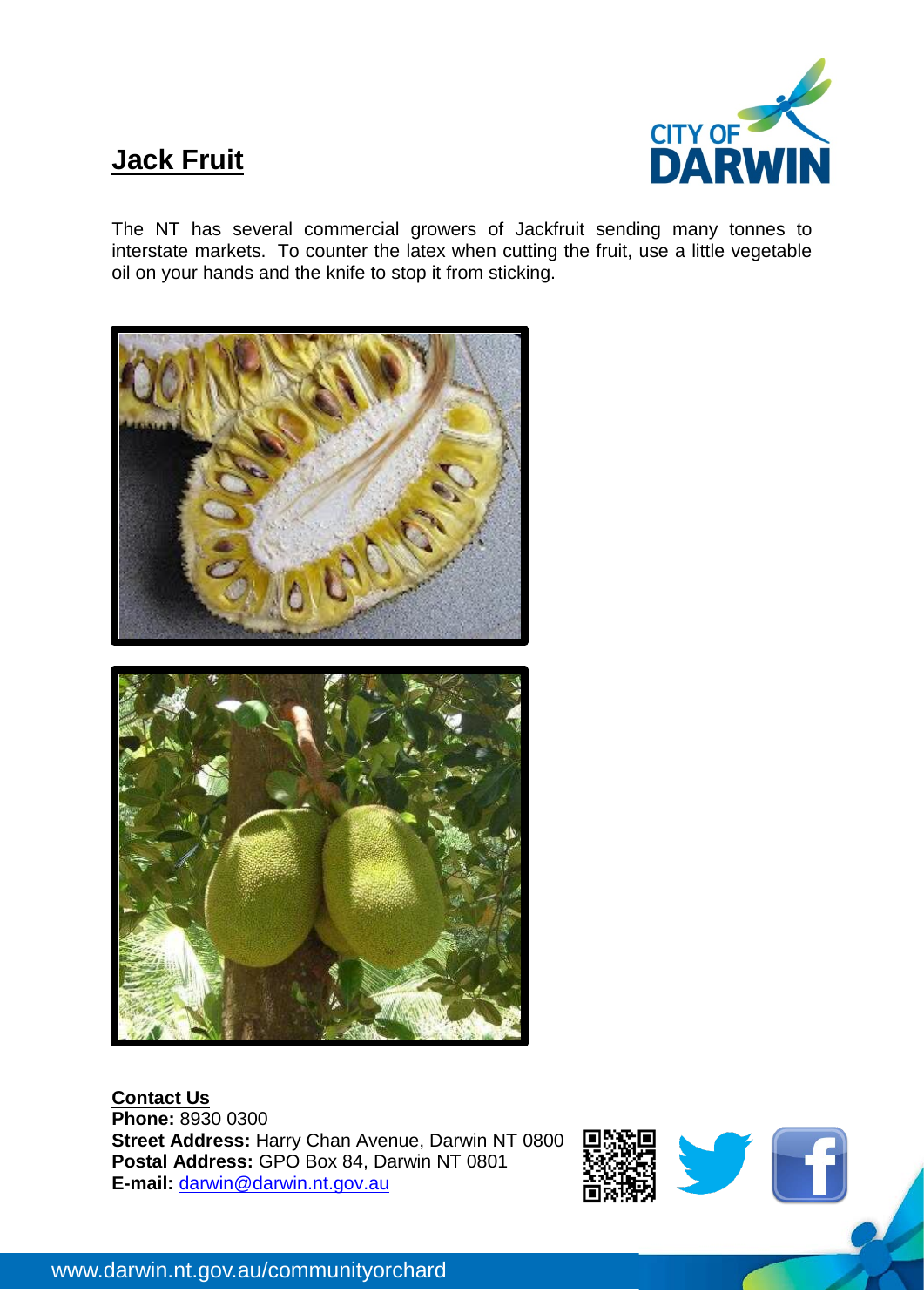# Jack Fruit

The NT has several commercial growers of Jackfruit sending many tonnes to interstate markets. To counter the latex when cutting the fruit, use a little vegetable oil on your hands and the knife to stop it from sticking.

**Contact Us**
**Phone:** 8930 0300
**Street Address:** Harry Chan Avenue, Darwin NT 0800
**Postal Address:** GPO Box 84, Darwin NT 0801
**E-mail:** darwin@darwin.nt.gov.au

www.darwin.nt.gov.au/communityorchard